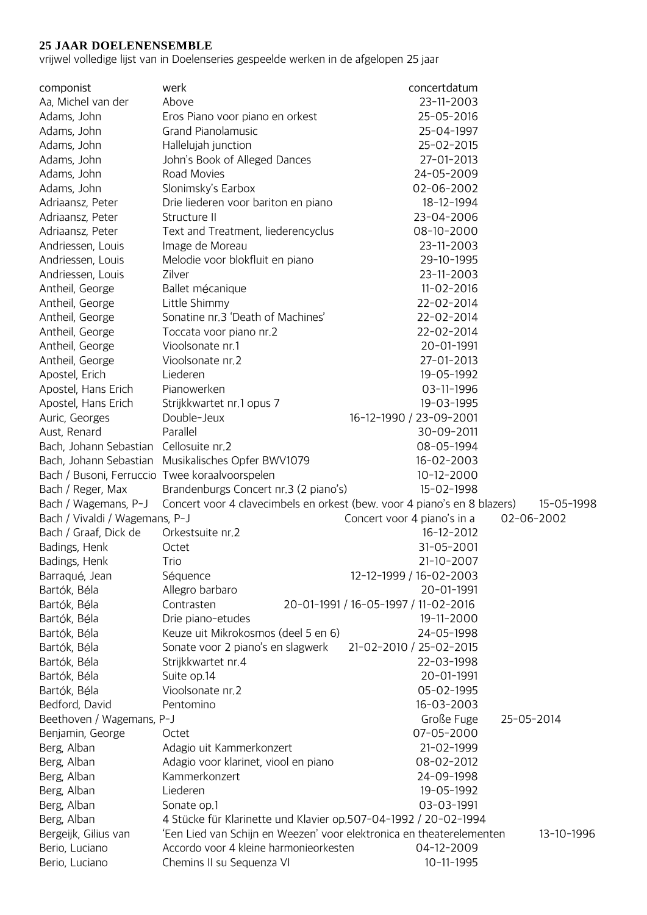**25 JAAR DOELENENSEMBLE**

vrijwel volledige lijst van in Doelenseries gespeelde werken in de afgelopen 25 jaar

| componist | werk | concertdatum |
|---|---|---|
| Aa, Michel van der | Above | 23-11-2003 |
| Adams, John | Eros Piano voor piano en orkest | 25-05-2016 |
| Adams, John | Grand Pianolamusic | 25-04-1997 |
| Adams, John | Hallelujah junction | 25-02-2015 |
| Adams, John | John's Book of Alleged Dances | 27-01-2013 |
| Adams, John | Road Movies | 24-05-2009 |
| Adams, John | Slonimsky's Earbox | 02-06-2002 |
| Adriaansz, Peter | Drie liederen voor bariton en piano | 18-12-1994 |
| Adriaansz, Peter | Structure II | 23-04-2006 |
| Adriaansz, Peter | Text and Treatment, liederencyclus | 08-10-2000 |
| Andriessen, Louis | Image de Moreau | 23-11-2003 |
| Andriessen, Louis | Melodie voor blokfluit en piano | 29-10-1995 |
| Andriessen, Louis | Zilver | 23-11-2003 |
| Antheil, George | Ballet mécanique | 11-02-2016 |
| Antheil, George | Little Shimmy | 22-02-2014 |
| Antheil, George | Sonatine nr.3 'Death of Machines' | 22-02-2014 |
| Antheil, George | Toccata voor piano nr.2 | 22-02-2014 |
| Antheil, George | Vioolsonate nr.1 | 20-01-1991 |
| Antheil, George | Vioolsonate nr.2 | 27-01-2013 |
| Apostel, Erich | Liederen | 19-05-1992 |
| Apostel, Hans Erich | Pianowerken | 03-11-1996 |
| Apostel, Hans Erich | Strijkkwartet nr.1 opus 7 | 19-03-1995 |
| Auric, Georges | Double-Jeux | 16-12-1990 / 23-09-2001 |
| Aust, Renard | Parallel | 30-09-2011 |
| Bach, Johann Sebastian | Cellosuite nr.2 | 08-05-1994 |
| Bach, Johann Sebastian | Musikalisches Opfer BWV1079 | 16-02-2003 |
| Bach / Busoni, Ferruccio | Twee koraalvoorspelen | 10-12-2000 |
| Bach / Reger, Max | Brandenburgs Concert nr.3 (2 piano's) | 15-02-1998 |
| Bach / Wagemans, P-J | Concert voor 4 clavecimbels en orkest (bew. voor 4 piano's en 8 blazers) | 15-05-1998 |
| Bach / Vivaldi / Wagemans, P-J | Concert voor 4 piano's in a | 02-06-2002 |
| Bach / Graaf, Dick de | Orkestsuite nr.2 | 16-12-2012 |
| Badings, Henk | Octet | 31-05-2001 |
| Badings, Henk | Trio | 21-10-2007 |
| Barraqué, Jean | Séquence | 12-12-1999 / 16-02-2003 |
| Bartók, Béla | Allegro barbaro | 20-01-1991 |
| Bartók, Béla | Contrasten | 20-01-1991 / 16-05-1997 / 11-02-2016 |
| Bartók, Béla | Drie piano-etudes | 19-11-2000 |
| Bartók, Béla | Keuze uit Mikrokosmos (deel 5 en 6) | 24-05-1998 |
| Bartók, Béla | Sonate voor 2 piano's en slagwerk | 21-02-2010 / 25-02-2015 |
| Bartók, Béla | Strijkkwartet nr.4 | 22-03-1998 |
| Bartók, Béla | Suite op.14 | 20-01-1991 |
| Bartók, Béla | Vioolsonate nr.2 | 05-02-1995 |
| Bedford, David | Pentomino | 16-03-2003 |
| Beethoven / Wagemans, P-J | Große Fuge | 25-05-2014 |
| Benjamin, George | Octet | 07-05-2000 |
| Berg, Alban | Adagio uit Kammerkonzert | 21-02-1999 |
| Berg, Alban | Adagio voor klarinet, viool en piano | 08-02-2012 |
| Berg, Alban | Kammerkonzert | 24-09-1998 |
| Berg, Alban | Liederen | 19-05-1992 |
| Berg, Alban | Sonate op.1 | 03-03-1991 |
| Berg, Alban | 4 Stücke für Klarinette und Klavier op.5 | 07-04-1992 / 20-02-1994 |
| Bergeijk, Gilius van | 'Een Lied van Schijn en Weezen' voor elektronica en theaterelementen | 13-10-1996 |
| Berio, Luciano | Accordo voor 4 kleine harmonieorkesten | 04-12-2009 |
| Berio, Luciano | Chemins II su Sequenza VI | 10-11-1995 |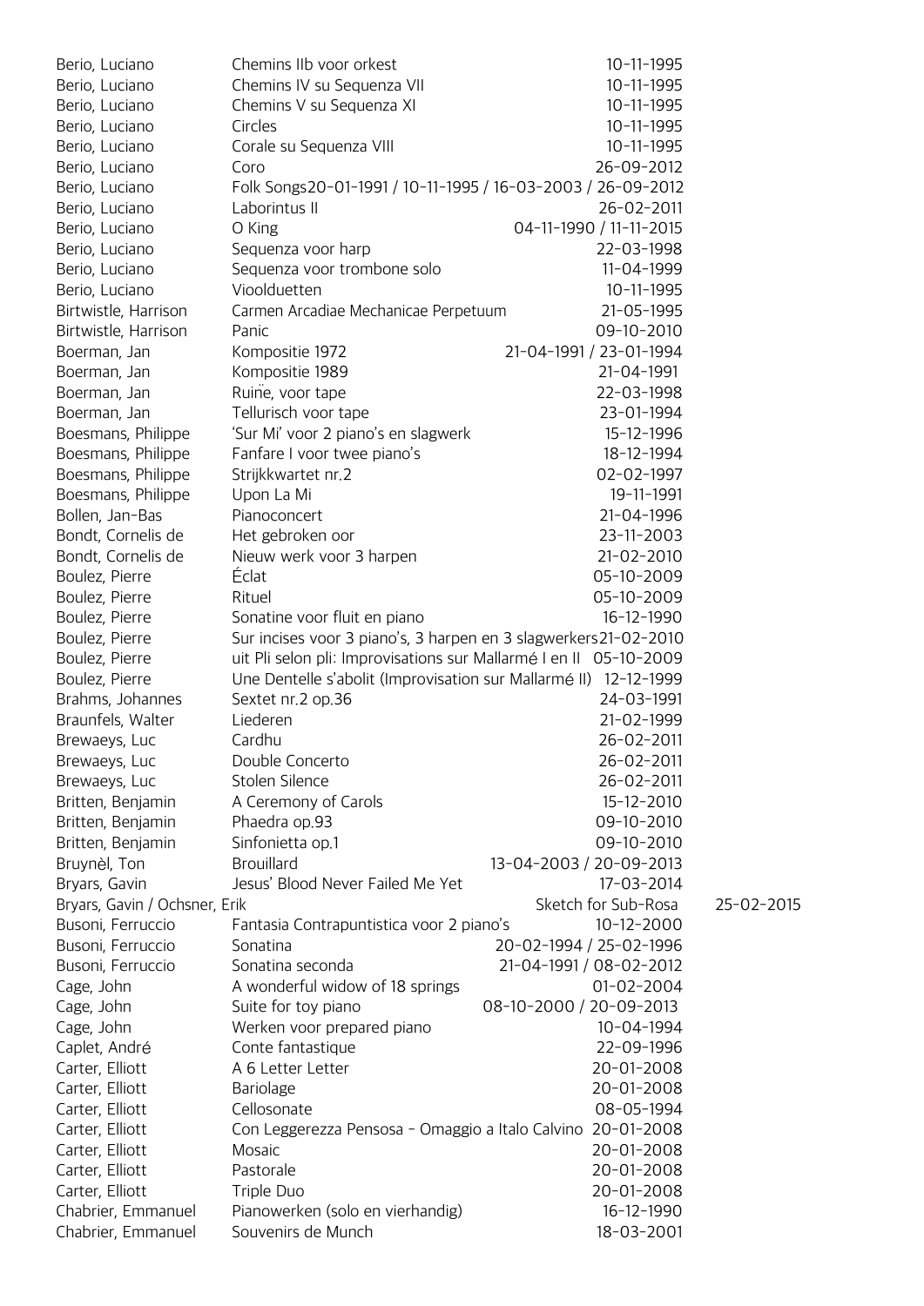| | | |
|---|---|---|
| Berio, Luciano | Chemins IIb voor orkest | 10-11-1995 |
| Berio, Luciano | Chemins IV su Sequenza VII | 10-11-1995 |
| Berio, Luciano | Chemins V su Sequenza XI | 10-11-1995 |
| Berio, Luciano | Circles | 10-11-1995 |
| Berio, Luciano | Corale su Sequenza VIII | 10-11-1995 |
| Berio, Luciano | Coro | 26-09-2012 |
| Berio, Luciano | Folk Songs | 20-01-1991 / 10-11-1995 / 16-03-2003 / 26-09-2012 |
| Berio, Luciano | Laborintus II | 26-02-2011 |
| Berio, Luciano | O King | 04-11-1990 / 11-11-2015 |
| Berio, Luciano | Sequenza voor harp | 22-03-1998 |
| Berio, Luciano | Sequenza voor trombone solo | 11-04-1999 |
| Berio, Luciano | Vioolduetten | 10-11-1995 |
| Birtwistle, Harrison | Carmen Arcadiae Mechanicae Perpetuum | 21-05-1995 |
| Birtwistle, Harrison | Panic | 09-10-2010 |
| Boerman, Jan | Kompositie 1972 | 21-04-1991 / 23-01-1994 |
| Boerman, Jan | Kompositie 1989 | 21-04-1991 |
| Boerman, Jan | Ruïne, voor tape | 22-03-1998 |
| Boerman, Jan | Tellurisch voor tape | 23-01-1994 |
| Boesmans, Philippe | 'Sur Mi' voor 2 piano's en slagwerk | 15-12-1996 |
| Boesmans, Philippe | Fanfare I voor twee piano's | 18-12-1994 |
| Boesmans, Philippe | Strijkkwartet nr.2 | 02-02-1997 |
| Boesmans, Philippe | Upon La Mi | 19-11-1991 |
| Bollen, Jan-Bas | Pianoconcert | 21-04-1996 |
| Bondt, Cornelis de | Het gebroken oor | 23-11-2003 |
| Bondt, Cornelis de | Nieuw werk voor 3 harpen | 21-02-2010 |
| Boulez, Pierre | Éclat | 05-10-2009 |
| Boulez, Pierre | Rituel | 05-10-2009 |
| Boulez, Pierre | Sonatine voor fluit en piano | 16-12-1990 |
| Boulez, Pierre | Sur incises voor 3 piano's, 3 harpen en 3 slagwerkers | 21-02-2010 |
| Boulez, Pierre | uit Pli selon pli: Improvisations sur Mallarmé I en II | 05-10-2009 |
| Boulez, Pierre | Une Dentelle s'abolit (Improvisation sur Mallarmé II) | 12-12-1999 |
| Brahms, Johannes | Sextet nr.2 op.36 | 24-03-1991 |
| Braunfels, Walter | Liederen | 21-02-1999 |
| Brewaeys, Luc | Cardhu | 26-02-2011 |
| Brewaeys, Luc | Double Concerto | 26-02-2011 |
| Brewaeys, Luc | Stolen Silence | 26-02-2011 |
| Britten, Benjamin | A Ceremony of Carols | 15-12-2010 |
| Britten, Benjamin | Phaedra op.93 | 09-10-2010 |
| Britten, Benjamin | Sinfonietta op.1 | 09-10-2010 |
| Bruynèl, Ton | Brouillard | 13-04-2003 / 20-09-2013 |
| Bryars, Gavin | Jesus' Blood Never Failed Me Yet | 17-03-2014 |
| Bryars, Gavin / Ochsner, Erik | Sketch for Sub-Rosa | 25-02-2015 |
| Busoni, Ferruccio | Fantasia Contrapuntistica voor 2 piano's | 10-12-2000 |
| Busoni, Ferruccio | Sonatina | 20-02-1994 / 25-02-1996 |
| Busoni, Ferruccio | Sonatina seconda | 21-04-1991 / 08-02-2012 |
| Cage, John | A wonderful widow of 18 springs | 01-02-2004 |
| Cage, John | Suite for toy piano | 08-10-2000 / 20-09-2013 |
| Cage, John | Werken voor prepared piano | 10-04-1994 |
| Caplet, André | Conte fantastique | 22-09-1996 |
| Carter, Elliott | A 6 Letter Letter | 20-01-2008 |
| Carter, Elliott | Bariolage | 20-01-2008 |
| Carter, Elliott | Cellosonate | 08-05-1994 |
| Carter, Elliott | Con Leggerezza Pensosa - Omaggio a Italo Calvino | 20-01-2008 |
| Carter, Elliott | Mosaic | 20-01-2008 |
| Carter, Elliott | Pastorale | 20-01-2008 |
| Carter, Elliott | Triple Duo | 20-01-2008 |
| Chabrier, Emmanuel | Pianowerken (solo en vierhandig) | 16-12-1990 |
| Chabrier, Emmanuel | Souvenirs de Munch | 18-03-2001 |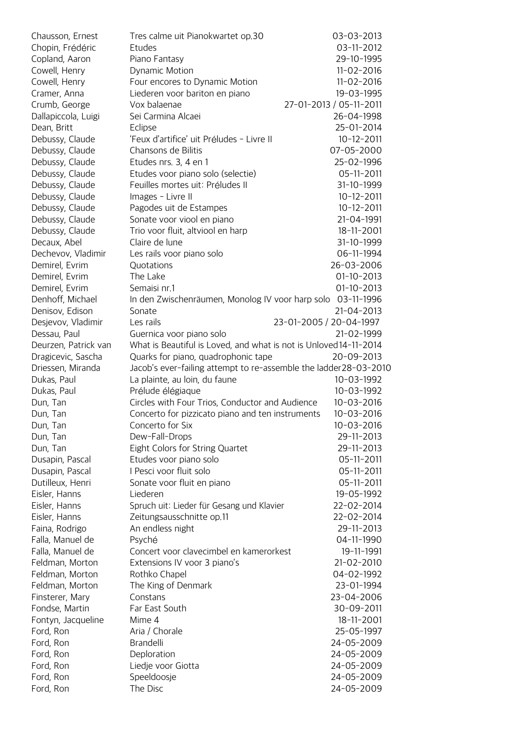| | | |
|---|---|---|
| Chausson, Ernest | Tres calme uit Pianokwartet op.30 | 03-03-2013 |
| Chopin, Frédéric | Etudes | 03-11-2012 |
| Copland, Aaron | Piano Fantasy | 29-10-1995 |
| Cowell, Henry | Dynamic Motion | 11-02-2016 |
| Cowell, Henry | Four encores to Dynamic Motion | 11-02-2016 |
| Cramer, Anna | Liederen voor bariton en piano | 19-03-1995 |
| Crumb, George | Vox balaenae | 27-01-2013 / 05-11-2011 |
| Dallapiccola, Luigi | Sei Carmina Alcaei | 26-04-1998 |
| Dean, Britt | Eclipse | 25-01-2014 |
| Debussy, Claude | 'Feux d'artifice' uit Préludes - Livre II | 10-12-2011 |
| Debussy, Claude | Chansons de Bilitis | 07-05-2000 |
| Debussy, Claude | Etudes nrs. 3, 4 en 1 | 25-02-1996 |
| Debussy, Claude | Etudes voor piano solo (selectie) | 05-11-2011 |
| Debussy, Claude | Feuilles mortes uit: Préludes II | 31-10-1999 |
| Debussy, Claude | Images - Livre II | 10-12-2011 |
| Debussy, Claude | Pagodes uit de Estampes | 10-12-2011 |
| Debussy, Claude | Sonate voor viool en piano | 21-04-1991 |
| Debussy, Claude | Trio voor fluit, altviool en harp | 18-11-2001 |
| Decaux, Abel | Claire de lune | 31-10-1999 |
| Dechevov, Vladimir | Les rails voor piano solo | 06-11-1994 |
| Demirel, Evrim | Quotations | 26-03-2006 |
| Demirel, Evrim | The Lake | 01-10-2013 |
| Demirel, Evrim | Semaisi nr.1 | 01-10-2013 |
| Denhoff, Michael | In den Zwischenräumen, Monolog IV voor harp solo | 03-11-1996 |
| Denisov, Edison | Sonate | 21-04-2013 |
| Desjevov, Vladimir | Les rails | 23-01-2005 / 20-04-1997 |
| Dessau, Paul | Guernica voor piano solo | 21-02-1999 |
| Deurzen, Patrick van | What is Beautiful is Loved, and what is not is Unloved | 14-11-2014 |
| Dragicevic, Sascha | Quarks for piano, quadrophonic tape | 20-09-2013 |
| Driessen, Miranda | Jacob's ever-failing attempt to re-assemble the ladder | 28-03-2010 |
| Dukas, Paul | La plainte, au loin, du faune | 10-03-1992 |
| Dukas, Paul | Prélude élégiaque | 10-03-1992 |
| Dun, Tan | Circles with Four Trios, Conductor and Audience | 10-03-2016 |
| Dun, Tan | Concerto for pizzicato piano and ten instruments | 10-03-2016 |
| Dun, Tan | Concerto for Six | 10-03-2016 |
| Dun, Tan | Dew-Fall-Drops | 29-11-2013 |
| Dun, Tan | Eight Colors for String Quartet | 29-11-2013 |
| Dusapin, Pascal | Etudes voor piano solo | 05-11-2011 |
| Dusapin, Pascal | I Pesci voor fluit solo | 05-11-2011 |
| Dutilleux, Henri | Sonate voor fluit en piano | 05-11-2011 |
| Eisler, Hanns | Liederen | 19-05-1992 |
| Eisler, Hanns | Spruch uit: Lieder für Gesang und Klavier | 22-02-2014 |
| Eisler, Hanns | Zeitungsausschnitte op.11 | 22-02-2014 |
| Faina, Rodrigo | An endless night | 29-11-2013 |
| Falla, Manuel de | Psyché | 04-11-1990 |
| Falla, Manuel de | Concert voor clavecimbel en kamerorkest | 19-11-1991 |
| Feldman, Morton | Extensions IV voor 3 piano's | 21-02-2010 |
| Feldman, Morton | Rothko Chapel | 04-02-1992 |
| Feldman, Morton | The King of Denmark | 23-01-1994 |
| Finsterer, Mary | Constans | 23-04-2006 |
| Fondse, Martin | Far East South | 30-09-2011 |
| Fontyn, Jacqueline | Mime 4 | 18-11-2001 |
| Ford, Ron | Aria / Chorale | 25-05-1997 |
| Ford, Ron | Brandelli | 24-05-2009 |
| Ford, Ron | Deploration | 24-05-2009 |
| Ford, Ron | Liedje voor Giotta | 24-05-2009 |
| Ford, Ron | Speeldoosje | 24-05-2009 |
| Ford, Ron | The Disc | 24-05-2009 |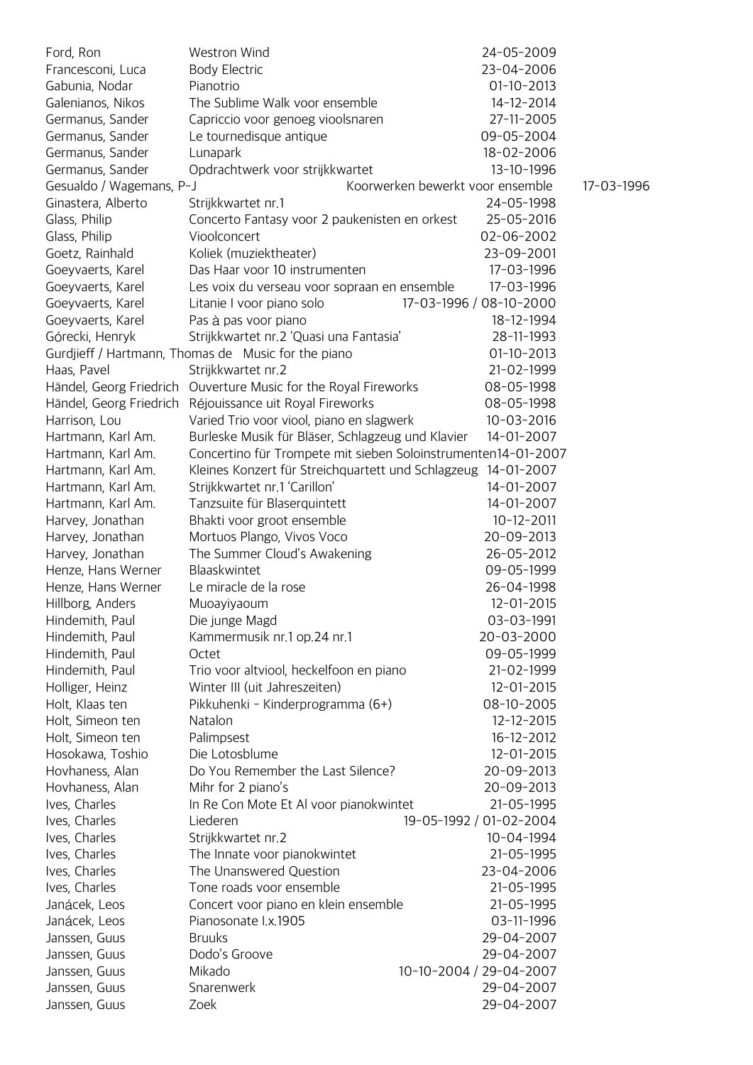| | | |
|---|---|---|
| Ford, Ron | Westron Wind | 24-05-2009 |
| Francesconi, Luca | Body Electric | 23-04-2006 |
| Gabunia, Nodar | Pianotrio | 01-10-2013 |
| Galenianos, Nikos | The Sublime Walk voor ensemble | 14-12-2014 |
| Germanus, Sander | Capriccio voor genoeg vioolsnaren | 27-11-2005 |
| Germanus, Sander | Le tournedisque antique | 09-05-2004 |
| Germanus, Sander | Lunapark | 18-02-2006 |
| Germanus, Sander | Opdrachtwerk voor strijkkwartet | 13-10-1996 |
| Gesualdo / Wagemans, P-J | Koorwerken bewerkt voor ensemble | 17-03-1996 |
| Ginastera, Alberto | Strijkkwartet nr.1 | 24-05-1998 |
| Glass, Philip | Concerto Fantasy voor 2 paukenisten en orkest | 25-05-2016 |
| Glass, Philip | Vioolconcert | 02-06-2002 |
| Goetz, Rainhald | Koliek (muziektheater) | 23-09-2001 |
| Goeyvaerts, Karel | Das Haar voor 10 instrumenten | 17-03-1996 |
| Goeyvaerts, Karel | Les voix du verseau voor sopraan en ensemble | 17-03-1996 |
| Goeyvaerts, Karel | Litanie I voor piano solo | 17-03-1996 / 08-10-2000 |
| Goeyvaerts, Karel | Pas à pas voor piano | 18-12-1994 |
| Górecki, Henryk | Strijkkwartet nr.2 'Quasi una Fantasia' | 28-11-1993 |
| Gurdjieff / Hartmann, Thomas de | Music for the piano | 01-10-2013 |
| Haas, Pavel | Strijkkwartet nr.2 | 21-02-1999 |
| Händel, Georg Friedrich | Ouverture Music for the Royal Fireworks | 08-05-1998 |
| Händel, Georg Friedrich | Réjouissance uit Royal Fireworks | 08-05-1998 |
| Harrison, Lou | Varied Trio voor viool, piano en slagwerk | 10-03-2016 |
| Hartmann, Karl Am. | Burleske Musik für Bläser, Schlagzeug und Klavier | 14-01-2007 |
| Hartmann, Karl Am. | Concertino für Trompete mit sieben Soloinstrumenten | 14-01-2007 |
| Hartmann, Karl Am. | Kleines Konzert für Streichquartett und Schlagzeug | 14-01-2007 |
| Hartmann, Karl Am. | Strijkkwartet nr.1 'Carillon' | 14-01-2007 |
| Hartmann, Karl Am. | Tanzsuite für Blaserquintett | 14-01-2007 |
| Harvey, Jonathan | Bhakti voor groot ensemble | 10-12-2011 |
| Harvey, Jonathan | Mortuos Plango, Vivos Voco | 20-09-2013 |
| Harvey, Jonathan | The Summer Cloud's Awakening | 26-05-2012 |
| Henze, Hans Werner | Blaaskwintet | 09-05-1999 |
| Henze, Hans Werner | Le miracle de la rose | 26-04-1998 |
| Hillborg, Anders | Muoayiyaoum | 12-01-2015 |
| Hindemith, Paul | Die junge Magd | 03-03-1991 |
| Hindemith, Paul | Kammermusik nr.1 op.24 nr.1 | 20-03-2000 |
| Hindemith, Paul | Octet | 09-05-1999 |
| Hindemith, Paul | Trio voor altviool, heckelfoon en piano | 21-02-1999 |
| Holliger, Heinz | Winter III (uit Jahreszeiten) | 12-01-2015 |
| Holt, Klaas ten | Pikkuhenki - Kinderprogramma (6+) | 08-10-2005 |
| Holt, Simeon ten | Natalon | 12-12-2015 |
| Holt, Simeon ten | Palimpsest | 16-12-2012 |
| Hosokawa, Toshio | Die Lotosblume | 12-01-2015 |
| Hovhaness, Alan | Do You Remember the Last Silence? | 20-09-2013 |
| Hovhaness, Alan | Mihr for 2 piano's | 20-09-2013 |
| Ives, Charles | In Re Con Mote Et Al voor pianokwintet | 21-05-1995 |
| Ives, Charles | Liederen | 19-05-1992 / 01-02-2004 |
| Ives, Charles | Strijkkwartet nr.2 | 10-04-1994 |
| Ives, Charles | The Innate voor pianokwintet | 21-05-1995 |
| Ives, Charles | The Unanswered Question | 23-04-2006 |
| Ives, Charles | Tone roads voor ensemble | 21-05-1995 |
| Janácek, Leos | Concert voor piano en klein ensemble | 21-05-1995 |
| Janácek, Leos | Pianosonate I.x.1905 | 03-11-1996 |
| Janssen, Guus | Bruuks | 29-04-2007 |
| Janssen, Guus | Dodo's Groove | 29-04-2007 |
| Janssen, Guus | Mikado | 10-10-2004 / 29-04-2007 |
| Janssen, Guus | Snarenwerk | 29-04-2007 |
| Janssen, Guus | Zoek | 29-04-2007 |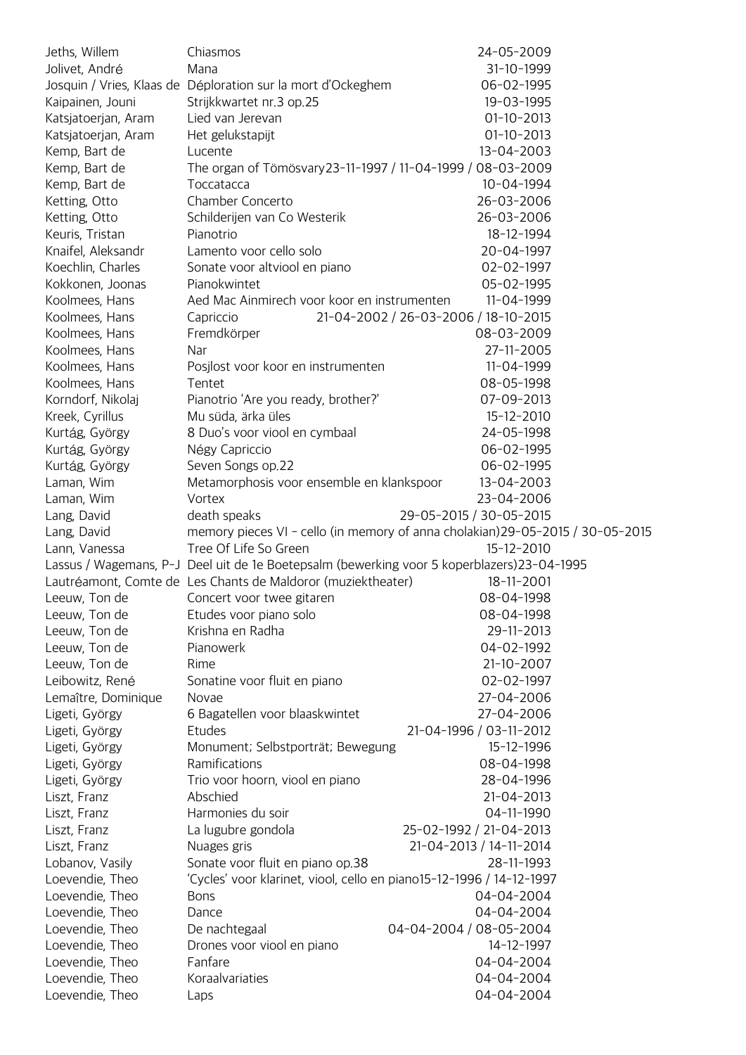| | | |
|---|---|---|
| Jeths, Willem | Chiasmos | 24-05-2009 |
| Jolivet, André | Mana | 31-10-1999 |
| Josquin / Vries, Klaas de | Déploration sur la mort d'Ockeghem | 06-02-1995 |
| Kaipainen, Jouni | Strijkkwartet nr.3 op.25 | 19-03-1995 |
| Katsjatoerjan, Aram | Lied van Jerevan | 01-10-2013 |
| Katsjatoerjan, Aram | Het gelukstapijt | 01-10-2013 |
| Kemp, Bart de | Lucente | 13-04-2003 |
| Kemp, Bart de | The organ of Tömösvary | 23-11-1997 / 11-04-1999 / 08-03-2009 |
| Kemp, Bart de | Toccatacca | 10-04-1994 |
| Ketting, Otto | Chamber Concerto | 26-03-2006 |
| Ketting, Otto | Schilderijen van Co Westerik | 26-03-2006 |
| Keuris, Tristan | Pianotrio | 18-12-1994 |
| Knaifel, Aleksandr | Lamento voor cello solo | 20-04-1997 |
| Koechlin, Charles | Sonate voor altviool en piano | 02-02-1997 |
| Kokkonen, Joonas | Pianokwintet | 05-02-1995 |
| Koolmees, Hans | Aed Mac Ainmirech voor koor en instrumenten | 11-04-1999 |
| Koolmees, Hans | Capriccio | 21-04-2002 / 26-03-2006 / 18-10-2015 |
| Koolmees, Hans | Fremdkörper | 08-03-2009 |
| Koolmees, Hans | Nar | 27-11-2005 |
| Koolmees, Hans | Posjlost voor koor en instrumenten | 11-04-1999 |
| Koolmees, Hans | Tentet | 08-05-1998 |
| Korndorf, Nikolaj | Pianotrio 'Are you ready, brother?' | 07-09-2013 |
| Kreek, Cyrillus | Mu süda, ärka üles | 15-12-2010 |
| Kurtág, György | 8 Duo's voor viool en cymbaal | 24-05-1998 |
| Kurtág, György | Négy Capriccio | 06-02-1995 |
| Kurtág, György | Seven Songs op.22 | 06-02-1995 |
| Laman, Wim | Metamorphosis voor ensemble en klankspoor | 13-04-2003 |
| Laman, Wim | Vortex | 23-04-2006 |
| Lang, David | death speaks | 29-05-2015 / 30-05-2015 |
| Lang, David | memory pieces VI - cello (in memory of anna cholakian) | 29-05-2015 / 30-05-2015 |
| Lann, Vanessa | Tree Of Life So Green | 15-12-2010 |
| Lassus / Wagemans, P-J | Deel uit de 1e Boetepsalm (bewerking voor 5 koperblazers) | 23-04-1995 |
| Lautréamont, Comte de | Les Chants de Maldoror (muziektheater) | 18-11-2001 |
| Leeuw, Ton de | Concert voor twee gitaren | 08-04-1998 |
| Leeuw, Ton de | Etudes voor piano solo | 08-04-1998 |
| Leeuw, Ton de | Krishna en Radha | 29-11-2013 |
| Leeuw, Ton de | Pianowerk | 04-02-1992 |
| Leeuw, Ton de | Rime | 21-10-2007 |
| Leibowitz, René | Sonatine voor fluit en piano | 02-02-1997 |
| Lemaître, Dominique | Novae | 27-04-2006 |
| Ligeti, György | 6 Bagatellen voor blaaskwintet | 27-04-2006 |
| Ligeti, György | Etudes | 21-04-1996 / 03-11-2012 |
| Ligeti, György | Monument; Selbstporträt; Bewegung | 15-12-1996 |
| Ligeti, György | Ramifications | 08-04-1998 |
| Ligeti, György | Trio voor hoorn, viool en piano | 28-04-1996 |
| Liszt, Franz | Abschied | 21-04-2013 |
| Liszt, Franz | Harmonies du soir | 04-11-1990 |
| Liszt, Franz | La lugubre gondola | 25-02-1992 / 21-04-2013 |
| Liszt, Franz | Nuages gris | 21-04-2013 / 14-11-2014 |
| Lobanov, Vasily | Sonate voor fluit en piano op.38 | 28-11-1993 |
| Loevendie, Theo | 'Cycles' voor klarinet, viool, cello en piano | 15-12-1996 / 14-12-1997 |
| Loevendie, Theo | Bons | 04-04-2004 |
| Loevendie, Theo | Dance | 04-04-2004 |
| Loevendie, Theo | De nachtegaal | 04-04-2004 / 08-05-2004 |
| Loevendie, Theo | Drones voor viool en piano | 14-12-1997 |
| Loevendie, Theo | Fanfare | 04-04-2004 |
| Loevendie, Theo | Koraalvariaties | 04-04-2004 |
| Loevendie, Theo | Laps | 04-04-2004 |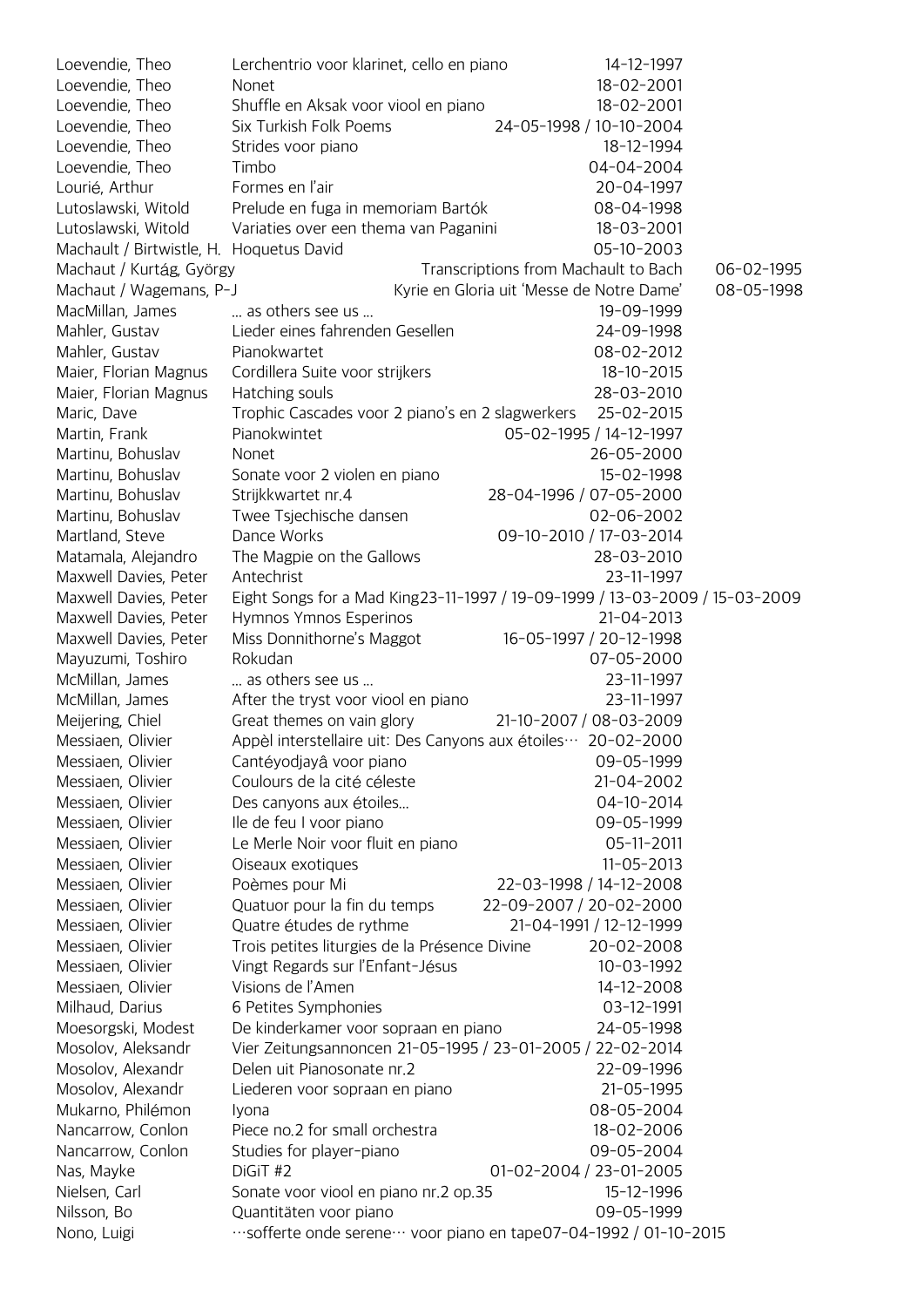| | | |
|---|---|---|
| Loevendie, Theo | Lerchentrio voor klarinet, cello en piano | 14-12-1997 |
| Loevendie, Theo | Nonet | 18-02-2001 |
| Loevendie, Theo | Shuffle en Aksak voor viool en piano | 18-02-2001 |
| Loevendie, Theo | Six Turkish Folk Poems | 24-05-1998 / 10-10-2004 |
| Loevendie, Theo | Strides voor piano | 18-12-1994 |
| Loevendie, Theo | Timbo | 04-04-2004 |
| Lourié, Arthur | Formes en l'air | 20-04-1997 |
| Lutoslawski, Witold | Prelude en fuga in memoriam Bartók | 08-04-1998 |
| Lutoslawski, Witold | Variaties over een thema van Paganini | 18-03-2001 |
| Machault / Birtwistle, H. | Hoquetus David | 05-10-2003 |
| Machaut / Kurtág, György | Transcriptions from Machault to Bach | 06-02-1995 |
| Machaut / Wagemans, P-J | Kyrie en Gloria uit 'Messe de Notre Dame' | 08-05-1998 |
| MacMillan, James | … as others see us … | 19-09-1999 |
| Mahler, Gustav | Lieder eines fahrenden Gesellen | 24-09-1998 |
| Mahler, Gustav | Pianokwartet | 08-02-2012 |
| Maier, Florian Magnus | Cordillera Suite voor strijkers | 18-10-2015 |
| Maier, Florian Magnus | Hatching souls | 28-03-2010 |
| Maric, Dave | Trophic Cascades voor 2 piano's en 2 slagwerkers | 25-02-2015 |
| Martin, Frank | Pianokwintet | 05-02-1995 / 14-12-1997 |
| Martinu, Bohuslav | Nonet | 26-05-2000 |
| Martinu, Bohuslav | Sonate voor 2 violen en piano | 15-02-1998 |
| Martinu, Bohuslav | Strijkkwartet nr.4 | 28-04-1996 / 07-05-2000 |
| Martinu, Bohuslav | Twee Tsjechische dansen | 02-06-2002 |
| Martland, Steve | Dance Works | 09-10-2010 / 17-03-2014 |
| Matamala, Alejandro | The Magpie on the Gallows | 28-03-2010 |
| Maxwell Davies, Peter | Antechrist | 23-11-1997 |
| Maxwell Davies, Peter | Eight Songs for a Mad King | 23-11-1997 / 19-09-1999 / 13-03-2009 / 15-03-2009 |
| Maxwell Davies, Peter | Hymnos Ymnos Esperinos | 21-04-2013 |
| Maxwell Davies, Peter | Miss Donnithorne's Maggot | 16-05-1997 / 20-12-1998 |
| Mayuzumi, Toshiro | Rokudan | 07-05-2000 |
| McMillan, James | … as others see us … | 23-11-1997 |
| McMillan, James | After the tryst voor viool en piano | 23-11-1997 |
| Meijering, Chiel | Great themes on vain glory | 21-10-2007 / 08-03-2009 |
| Messiaen, Olivier | Appèl interstellaire uit: Des Canyons aux étoiles… | 20-02-2000 |
| Messiaen, Olivier | Cantéyodjayâ voor piano | 09-05-1999 |
| Messiaen, Olivier | Coulours de la cité céleste | 21-04-2002 |
| Messiaen, Olivier | Des canyons aux étoiles… | 04-10-2014 |
| Messiaen, Olivier | Ile de feu I voor piano | 09-05-1999 |
| Messiaen, Olivier | Le Merle Noir voor fluit en piano | 05-11-2011 |
| Messiaen, Olivier | Oiseaux exotiques | 11-05-2013 |
| Messiaen, Olivier | Poèmes pour Mi | 22-03-1998 / 14-12-2008 |
| Messiaen, Olivier | Quatuor pour la fin du temps | 22-09-2007 / 20-02-2000 |
| Messiaen, Olivier | Quatre études de rythme | 21-04-1991 / 12-12-1999 |
| Messiaen, Olivier | Trois petites liturgies de la Présence Divine | 20-02-2008 |
| Messiaen, Olivier | Vingt Regards sur l'Enfant-Jésus | 10-03-1992 |
| Messiaen, Olivier | Visions de l'Amen | 14-12-2008 |
| Milhaud, Darius | 6 Petites Symphonies | 03-12-1991 |
| Moesorgski, Modest | De kinderkamer voor sopraan en piano | 24-05-1998 |
| Mosolov, Aleksandr | Vier Zeitungsannoncen | 21-05-1995 / 23-01-2005 / 22-02-2014 |
| Mosolov, Alexandr | Delen uit Pianosonate nr.2 | 22-09-1996 |
| Mosolov, Alexandr | Liederen voor sopraan en piano | 21-05-1995 |
| Mukarno, Philémon | Iyona | 08-05-2004 |
| Nancarrow, Conlon | Piece no.2 for small orchestra | 18-02-2006 |
| Nancarrow, Conlon | Studies for player-piano | 09-05-2004 |
| Nas, Mayke | DiGiT #2 | 01-02-2004 / 23-01-2005 |
| Nielsen, Carl | Sonate voor viool en piano nr.2 op.35 | 15-12-1996 |
| Nilsson, Bo | Quantitäten voor piano | 09-05-1999 |
| Nono, Luigi | …sofferte onde serene… voor piano en tape | 07-04-1992 / 01-10-2015 |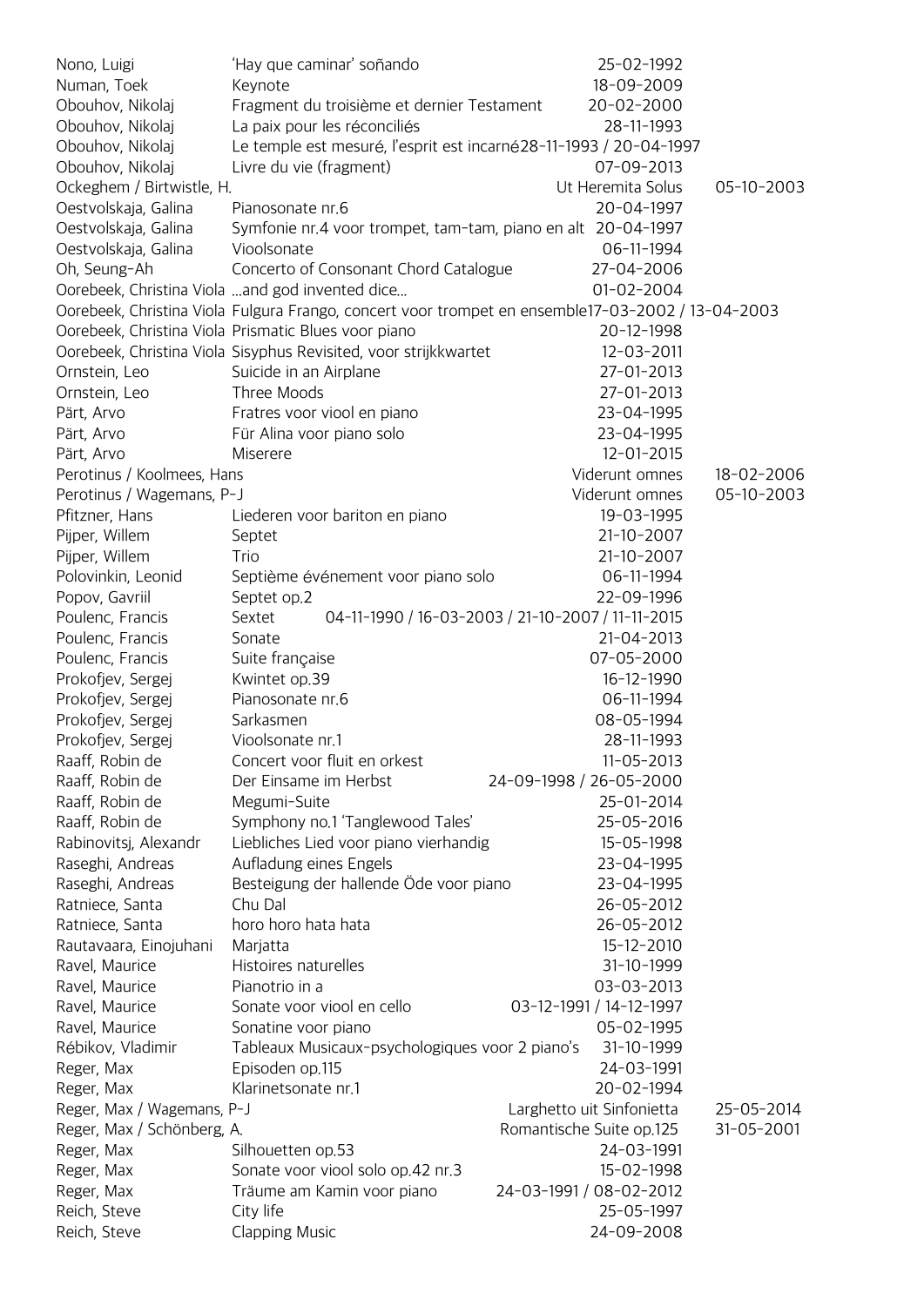| Composer | Work | Date(s) |
| --- | --- | --- |
| Nono, Luigi | 'Hay que caminar' soñando | 25-02-1992 |
| Numan, Toek | Keynote | 18-09-2009 |
| Obouhov, Nikolaj | Fragment du troisième et dernier Testament | 20-02-2000 |
| Obouhov, Nikolaj | La paix pour les réconciliés | 28-11-1993 |
| Obouhov, Nikolaj | Le temple est mesuré, l'esprit est incarné | 28-11-1993 / 20-04-1997 |
| Obouhov, Nikolaj | Livre du vie (fragment) | 07-09-2013 |
| Ockeghem / Birtwistle, H. | Ut Heremita Solus | 05-10-2003 |
| Oestvolskaja, Galina | Pianosonate nr.6 | 20-04-1997 |
| Oestvolskaja, Galina | Symfonie nr.4 voor trompet, tam-tam, piano en alt | 20-04-1997 |
| Oestvolskaja, Galina | Vioolsonate | 06-11-1994 |
| Oh, Seung-Ah | Concerto of Consonant Chord Catalogue | 27-04-2006 |
| Oorebeek, Christina Viola | ...and god invented dice... | 01-02-2004 |
| Oorebeek, Christina Viola | Fulgura Frango, concert voor trompet en ensemble | 17-03-2002 / 13-04-2003 |
| Oorebeek, Christina Viola | Prismatic Blues voor piano | 20-12-1998 |
| Oorebeek, Christina Viola | Sisyphus Revisited, voor strijkkwartet | 12-03-2011 |
| Ornstein, Leo | Suicide in an Airplane | 27-01-2013 |
| Ornstein, Leo | Three Moods | 27-01-2013 |
| Pärt, Arvo | Fratres voor viool en piano | 23-04-1995 |
| Pärt, Arvo | Für Alina voor piano solo | 23-04-1995 |
| Pärt, Arvo | Miserere | 12-01-2015 |
| Perotinus / Koolmees, Hans | Viderunt omnes | 18-02-2006 |
| Perotinus / Wagemans, P-J | Viderunt omnes | 05-10-2003 |
| Pfitzner, Hans | Liederen voor bariton en piano | 19-03-1995 |
| Pijper, Willem | Septet | 21-10-2007 |
| Pijper, Willem | Trio | 21-10-2007 |
| Polovinkin, Leonid | Septième événement voor piano solo | 06-11-1994 |
| Popov, Gavriil | Septet op.2 | 22-09-1996 |
| Poulenc, Francis | Sextet | 04-11-1990 / 16-03-2003 / 21-10-2007 / 11-11-2015 |
| Poulenc, Francis | Sonate | 21-04-2013 |
| Poulenc, Francis | Suite française | 07-05-2000 |
| Prokofjev, Sergej | Kwintet op.39 | 16-12-1990 |
| Prokofjev, Sergej | Pianosonate nr.6 | 06-11-1994 |
| Prokofjev, Sergej | Sarkasmen | 08-05-1994 |
| Prokofjev, Sergej | Vioolsonate nr.1 | 28-11-1993 |
| Raaff, Robin de | Concert voor fluit en orkest | 11-05-2013 |
| Raaff, Robin de | Der Einsame im Herbst | 24-09-1998 / 26-05-2000 |
| Raaff, Robin de | Megumi-Suite | 25-01-2014 |
| Raaff, Robin de | Symphony no.1 'Tanglewood Tales' | 25-05-2016 |
| Rabinovitsj, Alexandr | Liebliches Lied voor piano vierhandig | 15-05-1998 |
| Raseghi, Andreas | Aufladung eines Engels | 23-04-1995 |
| Raseghi, Andreas | Besteigung der hallende Öde voor piano | 23-04-1995 |
| Ratniece, Santa | Chu Dal | 26-05-2012 |
| Ratniece, Santa | horo horo hata hata | 26-05-2012 |
| Rautavaara, Einojuhani | Marjatta | 15-12-2010 |
| Ravel, Maurice | Histoires naturelles | 31-10-1999 |
| Ravel, Maurice | Pianotrio in a | 03-03-2013 |
| Ravel, Maurice | Sonate voor viool en cello | 03-12-1991 / 14-12-1997 |
| Ravel, Maurice | Sonatine voor piano | 05-02-1995 |
| Rébikov, Vladimir | Tableaux Musicaux-psychologiques voor 2 piano's | 31-10-1999 |
| Reger, Max | Episoden op.115 | 24-03-1991 |
| Reger, Max | Klarinetsonate nr.1 | 20-02-1994 |
| Reger, Max / Wagemans, P-J | Larghetto uit Sinfonietta | 25-05-2014 |
| Reger, Max / Schönberg, A. | Romantische Suite op.125 | 31-05-2001 |
| Reger, Max | Silhouetten op.53 | 24-03-1991 |
| Reger, Max | Sonate voor viool solo op.42 nr.3 | 15-02-1998 |
| Reger, Max | Träume am Kamin voor piano | 24-03-1991 / 08-02-2012 |
| Reich, Steve | City life | 25-05-1997 |
| Reich, Steve | Clapping Music | 24-09-2008 |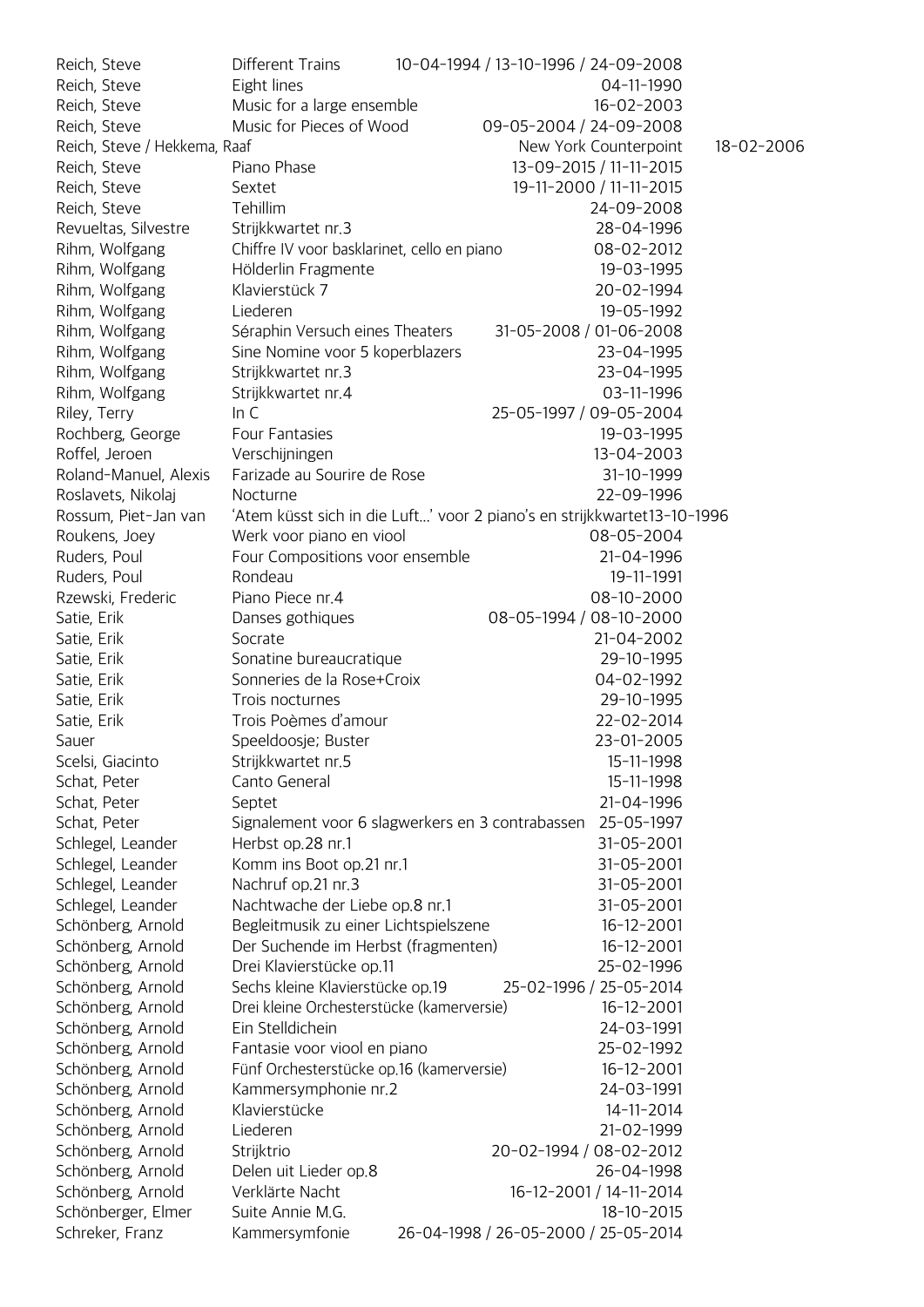| | | |
|---|---|---|
| Reich, Steve | Different Trains | 10-04-1994 / 13-10-1996 / 24-09-2008 |
| Reich, Steve | Eight lines | 04-11-1990 |
| Reich, Steve | Music for a large ensemble | 16-02-2003 |
| Reich, Steve | Music for Pieces of Wood | 09-05-2004 / 24-09-2008 |
| Reich, Steve / Hekkema, Raaf | New York Counterpoint | 18-02-2006 |
| Reich, Steve | Piano Phase | 13-09-2015 / 11-11-2015 |
| Reich, Steve | Sextet | 19-11-2000 / 11-11-2015 |
| Reich, Steve | Tehillim | 24-09-2008 |
| Revueltas, Silvestre | Strijkkwartet nr.3 | 28-04-1996 |
| Rihm, Wolfgang | Chiffre IV voor basklarinet, cello en piano | 08-02-2012 |
| Rihm, Wolfgang | Hölderlin Fragmente | 19-03-1995 |
| Rihm, Wolfgang | Klavierstück 7 | 20-02-1994 |
| Rihm, Wolfgang | Liederen | 19-05-1992 |
| Rihm, Wolfgang | Séraphin Versuch eines Theaters | 31-05-2008 / 01-06-2008 |
| Rihm, Wolfgang | Sine Nomine voor 5 koperblazers | 23-04-1995 |
| Rihm, Wolfgang | Strijkkwartet nr.3 | 23-04-1995 |
| Rihm, Wolfgang | Strijkkwartet nr.4 | 03-11-1996 |
| Riley, Terry | In C | 25-05-1997 / 09-05-2004 |
| Rochberg, George | Four Fantasies | 19-03-1995 |
| Roffel, Jeroen | Verschijningen | 13-04-2003 |
| Roland-Manuel, Alexis | Farizade au Sourire de Rose | 31-10-1999 |
| Roslavets, Nikolaj | Nocturne | 22-09-1996 |
| Rossum, Piet-Jan van | 'Atemküsst sich in die Luft…' voor 2 piano's en strijkkwartet | 13-10-1996 |
| Roukens, Joey | Werk voor piano en viool | 08-05-2004 |
| Ruders, Poul | Four Compositions voor ensemble | 21-04-1996 |
| Ruders, Poul | Rondeau | 19-11-1991 |
| Rzewski, Frederic | Piano Piece nr.4 | 08-10-2000 |
| Satie, Erik | Danses gothiques | 08-05-1994 / 08-10-2000 |
| Satie, Erik | Socrate | 21-04-2002 |
| Satie, Erik | Sonatine bureaucratique | 29-10-1995 |
| Satie, Erik | Sonneries de la Rose+Croix | 04-02-1992 |
| Satie, Erik | Trois nocturnes | 29-10-1995 |
| Satie, Erik | Trois Poèmes d'amour | 22-02-2014 |
| Sauer | Speeldoosje; Buster | 23-01-2005 |
| Scelsi, Giacinto | Strijkkwartet nr.5 | 15-11-1998 |
| Schat, Peter | Canto General | 15-11-1998 |
| Schat, Peter | Septet | 21-04-1996 |
| Schat, Peter | Signalement voor 6 slagwerkers en 3 contrabassen | 25-05-1997 |
| Schlegel, Leander | Herbst op.28 nr.1 | 31-05-2001 |
| Schlegel, Leander | Komm ins Boot op.21 nr.1 | 31-05-2001 |
| Schlegel, Leander | Nachruf op.21 nr.3 | 31-05-2001 |
| Schlegel, Leander | Nachtwache der Liebe op.8 nr.1 | 31-05-2001 |
| Schönberg, Arnold | Begleitmusik zu einer Lichtspielszene | 16-12-2001 |
| Schönberg, Arnold | Der Suchende im Herbst (fragmenten) | 16-12-2001 |
| Schönberg, Arnold | Drei Klavierstücke op.11 | 25-02-1996 |
| Schönberg, Arnold | Sechs kleine Klavierstücke op.19 | 25-02-1996 / 25-05-2014 |
| Schönberg, Arnold | Drei kleine Orchesterstücke (kamerversie) | 16-12-2001 |
| Schönberg, Arnold | Ein Stelldichein | 24-03-1991 |
| Schönberg, Arnold | Fantasie voor viool en piano | 25-02-1992 |
| Schönberg, Arnold | Fünf Orchesterstücke op.16 (kamerversie) | 16-12-2001 |
| Schönberg, Arnold | Kammersymphonie nr.2 | 24-03-1991 |
| Schönberg, Arnold | Klavierstücke | 14-11-2014 |
| Schönberg, Arnold | Liederen | 21-02-1999 |
| Schönberg, Arnold | Strijktrio | 20-02-1994 / 08-02-2012 |
| Schönberg, Arnold | Delen uit Lieder op.8 | 26-04-1998 |
| Schönberg, Arnold | Verklärte Nacht | 16-12-2001 / 14-11-2014 |
| Schönberger, Elmer | Suite Annie M.G. | 18-10-2015 |
| Schreker, Franz | Kammersymfonie | 26-04-1998 / 26-05-2000 / 25-05-2014 |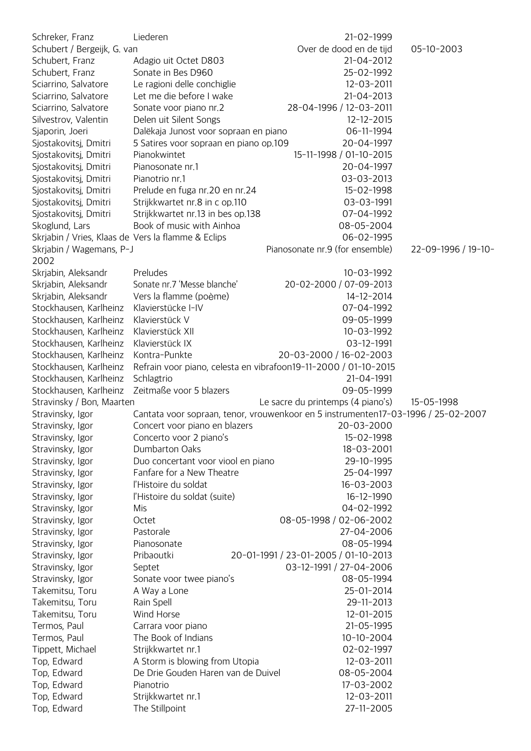| Componist | Werk | Datum |
| --- | --- | --- |
| Schreker, Franz | Liederen | 21-02-1999 |
| Schubert / Bergeijk, G. van | Over de dood en de tijd | 05-10-2003 |
| Schubert, Franz | Adagio uit Octet D803 | 21-04-2012 |
| Schubert, Franz | Sonate in Bes D960 | 25-02-1992 |
| Sciarrino, Salvatore | Le ragioni delle conchiglie | 12-03-2011 |
| Sciarrino, Salvatore | Let me die before I wake | 21-04-2013 |
| Sciarrino, Salvatore | Sonate voor piano nr.2 | 28-04-1996 / 12-03-2011 |
| Silvestrov, Valentin | Delen uit Silent Songs | 12-12-2015 |
| Sjaporin, Joeri | Dalëkaja Junost voor sopraan en piano | 06-11-1994 |
| Sjostakovitsj, Dmitri | 5 Satires voor sopraan en piano op.109 | 20-04-1997 |
| Sjostakovitsj, Dmitri | Pianokwintet | 15-11-1998 / 01-10-2015 |
| Sjostakovitsj, Dmitri | Pianosonate nr.1 | 20-04-1997 |
| Sjostakovitsj, Dmitri | Pianotrio nr.1 | 03-03-2013 |
| Sjostakovitsj, Dmitri | Prelude en fuga nr.20 en nr.24 | 15-02-1998 |
| Sjostakovitsj, Dmitri | Strijkkwartet nr.8 in c op.110 | 03-03-1991 |
| Sjostakovitsj, Dmitri | Strijkkwartet nr.13 in bes op.138 | 07-04-1992 |
| Skoglund, Lars | Book of music with Ainhoa | 08-05-2004 |
| Skrjabin / Vries, Klaas de | Vers la flamme & Eclips | 06-02-1995 |
| Skrjabin / Wagemans, P-J | Pianosonate nr.9 (for ensemble) | 22-09-1996 / 19-10-2002 |
| Skrjabin, Aleksandr | Preludes | 10-03-1992 |
| Skrjabin, Aleksandr | Sonate nr.7 'Messe blanche' | 20-02-2000 / 07-09-2013 |
| Skrjabin, Aleksandr | Vers la flamme (poème) | 14-12-2014 |
| Stockhausen, Karlheinz | Klavierstücke I-IV | 07-04-1992 |
| Stockhausen, Karlheinz | Klavierstück V | 09-05-1999 |
| Stockhausen, Karlheinz | Klavierstück XII | 10-03-1992 |
| Stockhausen, Karlheinz | Klavierstück IX | 03-12-1991 |
| Stockhausen, Karlheinz | Kontra-Punkte | 20-03-2000 / 16-02-2003 |
| Stockhausen, Karlheinz | Refrain voor piano, celesta en vibrafoon | 19-11-2000 / 01-10-2015 |
| Stockhausen, Karlheinz | Schlagtrio | 21-04-1991 |
| Stockhausen, Karlheinz | Zeitmaße voor 5 blazers | 09-05-1999 |
| Stravinsky / Bon, Maarten | Le sacre du printemps (4 piano's) | 15-05-1998 |
| Stravinsky, Igor | Cantata voor sopraan, tenor, vrouwenkoor en 5 instrumenten | 17-03-1996 / 25-02-2007 |
| Stravinsky, Igor | Concert voor piano en blazers | 20-03-2000 |
| Stravinsky, Igor | Concerto voor 2 piano's | 15-02-1998 |
| Stravinsky, Igor | Dumbarton Oaks | 18-03-2001 |
| Stravinsky, Igor | Duo concertant voor viool en piano | 29-10-1995 |
| Stravinsky, Igor | Fanfare for a New Theatre | 25-04-1997 |
| Stravinsky, Igor | l'Histoire du soldat | 16-03-2003 |
| Stravinsky, Igor | l'Histoire du soldat (suite) | 16-12-1990 |
| Stravinsky, Igor | Mis | 04-02-1992 |
| Stravinsky, Igor | Octet | 08-05-1998 / 02-06-2002 |
| Stravinsky, Igor | Pastorale | 27-04-2006 |
| Stravinsky, Igor | Pianosonate | 08-05-1994 |
| Stravinsky, Igor | Pribaoutki | 20-01-1991 / 23-01-2005 / 01-10-2013 |
| Stravinsky, Igor | Septet | 03-12-1991 / 27-04-2006 |
| Stravinsky, Igor | Sonate voor twee piano's | 08-05-1994 |
| Takemitsu, Toru | A Way a Lone | 25-01-2014 |
| Takemitsu, Toru | Rain Spell | 29-11-2013 |
| Takemitsu, Toru | Wind Horse | 12-01-2015 |
| Termos, Paul | Carrara voor piano | 21-05-1995 |
| Termos, Paul | The Book of Indians | 10-10-2004 |
| Tippett, Michael | Strijkkwartet nr.1 | 02-02-1997 |
| Top, Edward | A Storm is blowing from Utopia | 12-03-2011 |
| Top, Edward | De Drie Gouden Haren van de Duivel | 08-05-2004 |
| Top, Edward | Pianotrio | 17-03-2002 |
| Top, Edward | Strijkkwartet nr.1 | 12-03-2011 |
| Top, Edward | The Stillpoint | 27-11-2005 |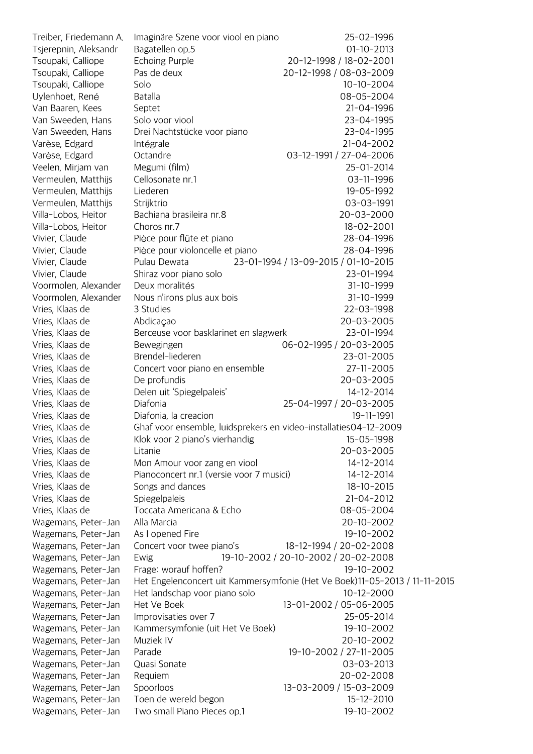| | | |
|---|---|---|
| Treiber, Friedemann A. | Imaginäre Szene voor viool en piano | 25-02-1996 |
| Tsjerepnin, Aleksandr | Bagatellen op.5 | 01-10-2013 |
| Tsoupaki, Calliope | Echoing Purple | 20-12-1998 / 18-02-2001 |
| Tsoupaki, Calliope | Pas de deux | 20-12-1998 / 08-03-2009 |
| Tsoupaki, Calliope | Solo | 10-10-2004 |
| Uylenhoet, René | Batalla | 08-05-2004 |
| Van Baaren, Kees | Septet | 21-04-1996 |
| Van Sweeden, Hans | Solo voor viool | 23-04-1995 |
| Van Sweeden, Hans | Drei Nachtstücke voor piano | 23-04-1995 |
| Varèse, Edgard | Intégrale | 21-04-2002 |
| Varèse, Edgard | Octandre | 03-12-1991 / 27-04-2006 |
| Veelen, Mirjam van | Megumi (film) | 25-01-2014 |
| Vermeulen, Matthijs | Cellosonate nr.1 | 03-11-1996 |
| Vermeulen, Matthijs | Liederen | 19-05-1992 |
| Vermeulen, Matthijs | Strijktrio | 03-03-1991 |
| Villa-Lobos, Heitor | Bachiana brasileira nr.8 | 20-03-2000 |
| Villa-Lobos, Heitor | Choros nr.7 | 18-02-2001 |
| Vivier, Claude | Pièce pour flûte et piano | 28-04-1996 |
| Vivier, Claude | Pièce pour violoncelle et piano | 28-04-1996 |
| Vivier, Claude | Pulau Dewata | 23-01-1994 / 13-09-2015 / 01-10-2015 |
| Vivier, Claude | Shiraz voor piano solo | 23-01-1994 |
| Voormolen, Alexander | Deux moralités | 31-10-1999 |
| Voormolen, Alexander | Nous n'irons plus aux bois | 31-10-1999 |
| Vries, Klaas de | 3 Studies | 22-03-1998 |
| Vries, Klaas de | Abdicaçao | 20-03-2005 |
| Vries, Klaas de | Berceuse voor basklarinet en slagwerk | 23-01-1994 |
| Vries, Klaas de | Bewegingen | 06-02-1995 / 20-03-2005 |
| Vries, Klaas de | Brendel-liederen | 23-01-2005 |
| Vries, Klaas de | Concert voor piano en ensemble | 27-11-2005 |
| Vries, Klaas de | De profundis | 20-03-2005 |
| Vries, Klaas de | Delen uit 'Spiegelpaleis' | 14-12-2014 |
| Vries, Klaas de | Diafonia | 25-04-1997 / 20-03-2005 |
| Vries, Klaas de | Diafonia, la creacion | 19-11-1991 |
| Vries, Klaas de | Ghaf voor ensemble, luidsprekers en video-installaties | 04-12-2009 |
| Vries, Klaas de | Klok voor 2 piano's vierhandig | 15-05-1998 |
| Vries, Klaas de | Litanie | 20-03-2005 |
| Vries, Klaas de | Mon Amour voor zang en viool | 14-12-2014 |
| Vries, Klaas de | Pianoconcert nr.1 (versie voor 7 musici) | 14-12-2014 |
| Vries, Klaas de | Songs and dances | 18-10-2015 |
| Vries, Klaas de | Spiegelpaleis | 21-04-2012 |
| Vries, Klaas de | Toccata Americana & Echo | 08-05-2004 |
| Wagemans, Peter-Jan | Alla Marcia | 20-10-2002 |
| Wagemans, Peter-Jan | As I opened Fire | 19-10-2002 |
| Wagemans, Peter-Jan | Concert voor twee piano's | 18-12-1994 / 20-02-2008 |
| Wagemans, Peter-Jan | Ewig | 19-10-2002 / 20-10-2002 / 20-02-2008 |
| Wagemans, Peter-Jan | Frage: worauf hoffen? | 19-10-2002 |
| Wagemans, Peter-Jan | Het Engelenconcert uit Kammersymfonie (Het Ve Boek) | 11-05-2013 / 11-11-2015 |
| Wagemans, Peter-Jan | Het landschap voor piano solo | 10-12-2000 |
| Wagemans, Peter-Jan | Het Ve Boek | 13-01-2002 / 05-06-2005 |
| Wagemans, Peter-Jan | Improvisaties over 7 | 25-05-2014 |
| Wagemans, Peter-Jan | Kammersymfonie (uit Het Ve Boek) | 19-10-2002 |
| Wagemans, Peter-Jan | Muziek IV | 20-10-2002 |
| Wagemans, Peter-Jan | Parade | 19-10-2002 / 27-11-2005 |
| Wagemans, Peter-Jan | Quasi Sonate | 03-03-2013 |
| Wagemans, Peter-Jan | Requiem | 20-02-2008 |
| Wagemans, Peter-Jan | Spoorloos | 13-03-2009 / 15-03-2009 |
| Wagemans, Peter-Jan | Toen de wereld begon | 15-12-2010 |
| Wagemans, Peter-Jan | Two small Piano Pieces op.1 | 19-10-2002 |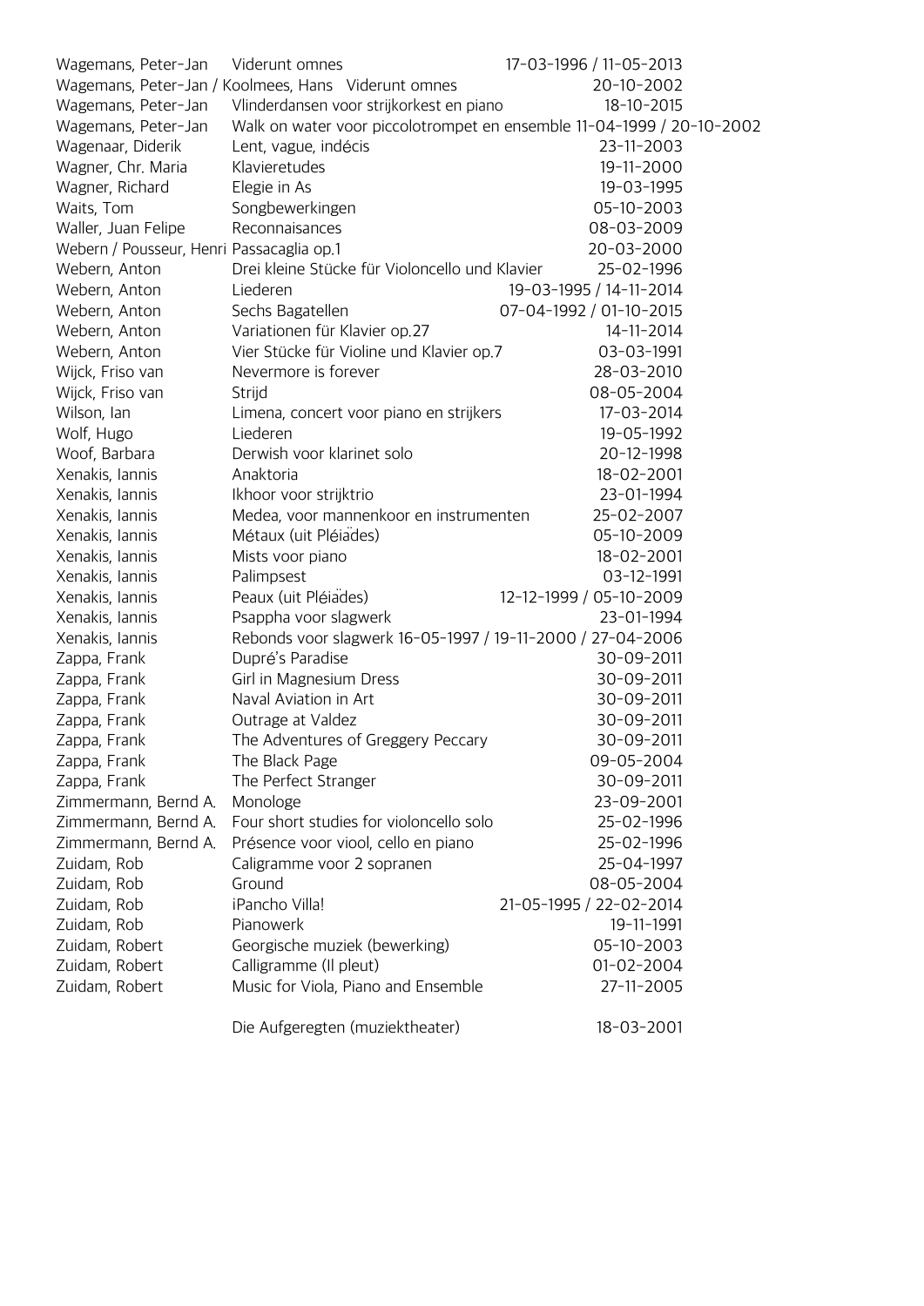| | | |
|---|---|---|
| Wagemans, Peter-Jan | Viderunt omnes | 17-03-1996 / 11-05-2013 |
| Wagemans, Peter-Jan / Koolmees, Hans | Viderunt omnes | 20-10-2002 |
| Wagemans, Peter-Jan | Vlinderdansen voor strijkorkest en piano | 18-10-2015 |
| Wagemans, Peter-Jan | Walk on water voor piccolotrompet en ensemble | 11-04-1999 / 20-10-2002 |
| Wagenaar, Diderik | Lent, vague, indécis | 23-11-2003 |
| Wagner, Chr. Maria | Klavieretudes | 19-11-2000 |
| Wagner, Richard | Elegie in As | 19-03-1995 |
| Waits, Tom | Songbewerkingen | 05-10-2003 |
| Waller, Juan Felipe | Reconnaisances | 08-03-2009 |
| Webern / Pousseur, Henri | Passacaglia op.1 | 20-03-2000 |
| Webern, Anton | Drei kleine Stücke für Violoncello und Klavier | 25-02-1996 |
| Webern, Anton | Liederen | 19-03-1995 / 14-11-2014 |
| Webern, Anton | Sechs Bagatellen | 07-04-1992 / 01-10-2015 |
| Webern, Anton | Variationen für Klavier op.27 | 14-11-2014 |
| Webern, Anton | Vier Stücke für Violine und Klavier op.7 | 03-03-1991 |
| Wijck, Friso van | Nevermore is forever | 28-03-2010 |
| Wijck, Friso van | Strijd | 08-05-2004 |
| Wilson, Ian | Limena, concert voor piano en strijkers | 17-03-2014 |
| Wolf, Hugo | Liederen | 19-05-1992 |
| Woof, Barbara | Derwish voor klarinet solo | 20-12-1998 |
| Xenakis, Iannis | Anaktoria | 18-02-2001 |
| Xenakis, Iannis | Ikhoor voor strijktrio | 23-01-1994 |
| Xenakis, Iannis | Medea, voor mannenkoor en instrumenten | 25-02-2007 |
| Xenakis, Iannis | Métaux (uit Pléiades) | 05-10-2009 |
| Xenakis, Iannis | Mists voor piano | 18-02-2001 |
| Xenakis, Iannis | Palimpsest | 03-12-1991 |
| Xenakis, Iannis | Peaux (uit Pléiades) | 12-12-1999 / 05-10-2009 |
| Xenakis, Iannis | Psappha voor slagwerk | 23-01-1994 |
| Xenakis, Iannis | Rebonds voor slagwerk | 16-05-1997 / 19-11-2000 / 27-04-2006 |
| Zappa, Frank | Dupré's Paradise | 30-09-2011 |
| Zappa, Frank | Girl in Magnesium Dress | 30-09-2011 |
| Zappa, Frank | Naval Aviation in Art | 30-09-2011 |
| Zappa, Frank | Outrage at Valdez | 30-09-2011 |
| Zappa, Frank | The Adventures of Greggery Peccary | 30-09-2011 |
| Zappa, Frank | The Black Page | 09-05-2004 |
| Zappa, Frank | The Perfect Stranger | 30-09-2011 |
| Zimmermann, Bernd A. | Monologe | 23-09-2001 |
| Zimmermann, Bernd A. | Four short studies for violoncello solo | 25-02-1996 |
| Zimmermann, Bernd A. | Présence voor viool, cello en piano | 25-02-1996 |
| Zuidam, Rob | Caligramme voor 2 sopranen | 25-04-1997 |
| Zuidam, Rob | Ground | 08-05-2004 |
| Zuidam, Rob | ¡Pancho Villa! | 21-05-1995 / 22-02-2014 |
| Zuidam, Rob | Pianowerk | 19-11-1991 |
| Zuidam, Robert | Georgische muziek (bewerking) | 05-10-2003 |
| Zuidam, Robert | Calligramme (Il pleut) | 01-02-2004 |
| Zuidam, Robert | Music for Viola, Piano and Ensemble | 27-11-2005 |
| | Die Aufgeregten (muziektheater) | 18-03-2001 |